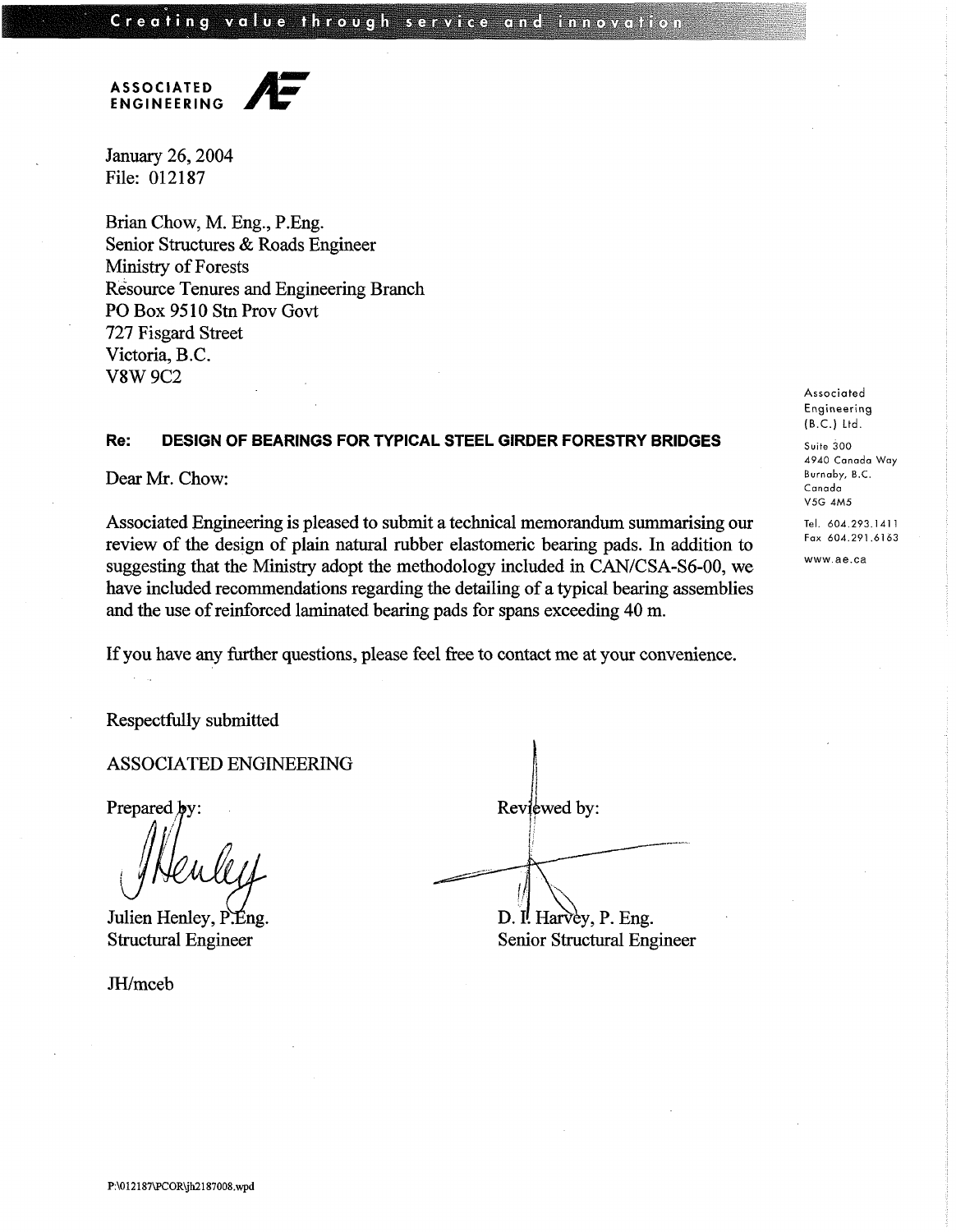Creating value through service and innovation

**ASSOCIATED ENGINEERING**

January 26, 2004
File: 012187

Brian Chow, M. Eng., P.Eng.
Senior Structures & Roads Engineer
Ministry of Forests
Resource Tenures and Engineering Branch
PO Box 9510 Stn Prov Govt
727 Fisgard Street
Victoria, B.C.
V8W 9C2

Associated Engineering (B.C.) Ltd.
Suite 300
4940 Canada Way
Burnaby, B.C.
Canada
V5G 4M5
Tel. 604.293.1411
Fax 604.291.6163
www.ae.ca

**Re: DESIGN OF BEARINGS FOR TYPICAL STEEL GIRDER FORESTRY BRIDGES**

Dear Mr. Chow:

Associated Engineering is pleased to submit a technical memorandum summarising our review of the design of plain natural rubber elastomeric bearing pads. In addition to suggesting that the Ministry adopt the methodology included in CAN/CSA-S6-00, we have included recommendations regarding the detailing of a typical bearing assemblies and the use of reinforced laminated bearing pads for spans exceeding 40 m.

If you have any further questions, please feel free to contact me at your convenience.

Respectfully submitted

ASSOCIATED ENGINEERING

Prepared by:

Julien Henley, P.Eng.
Structural Engineer

Reviewed by:

D. I. Harvey, P. Eng.
Senior Structural Engineer

JH/mceb

P:\012187\PCOR\jh2187008.wpd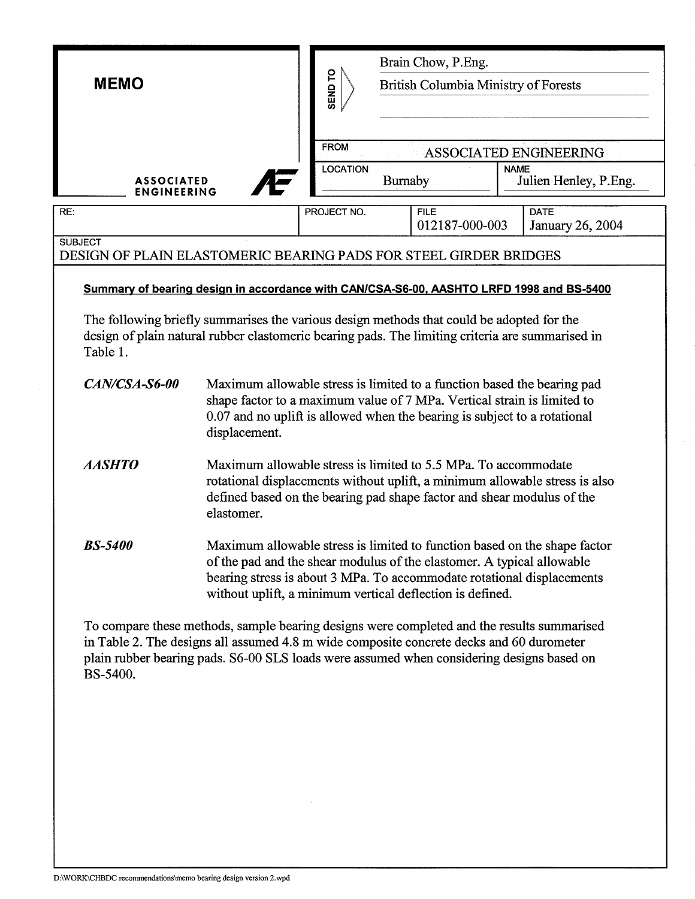# MEMO

**ASSOCIATED ENGINEERING**

| | |
|---|---|
| SEND TO | Brain Chow, P.Eng.<br>British Columbia Ministry of Forests |
| FROM | ASSOCIATED ENGINEERING |
| LOCATION | Burnaby |
| NAME | Julien Henley, P.Eng. |

| RE: | PROJECT NO. | FILE | DATE |
|---|---|---|---|
| | | 012187-000-003 | January 26, 2004 |

**SUBJECT**
DESIGN OF PLAIN ELASTOMERIC BEARING PADS FOR STEEL GIRDER BRIDGES

**Summary of bearing design in accordance with CAN/CSA-S6-00, AASHTO LRFD 1998 and BS-5400**

The following briefly summarises the various design methods that could be adopted for the design of plain natural rubber elastomeric bearing pads. The limiting criteria are summarised in Table 1.

***CAN/CSA-S6-00*** Maximum allowable stress is limited to a function based the bearing pad shape factor to a maximum value of 7 MPa. Vertical strain is limited to 0.07 and no uplift is allowed when the bearing is subject to a rotational displacement.

***AASHTO*** Maximum allowable stress is limited to 5.5 MPa. To accommodate rotational displacements without uplift, a minimum allowable stress is also defined based on the bearing pad shape factor and shear modulus of the elastomer.

***BS-5400*** Maximum allowable stress is limited to function based on the shape factor of the pad and the shear modulus of the elastomer. A typical allowable bearing stress is about 3 MPa. To accommodate rotational displacements without uplift, a minimum vertical deflection is defined.

To compare these methods, sample bearing designs were completed and the results summarised in Table 2. The designs all assumed 4.8 m wide composite concrete decks and 60 durometer plain rubber bearing pads. S6-00 SLS loads were assumed when considering designs based on BS-5400.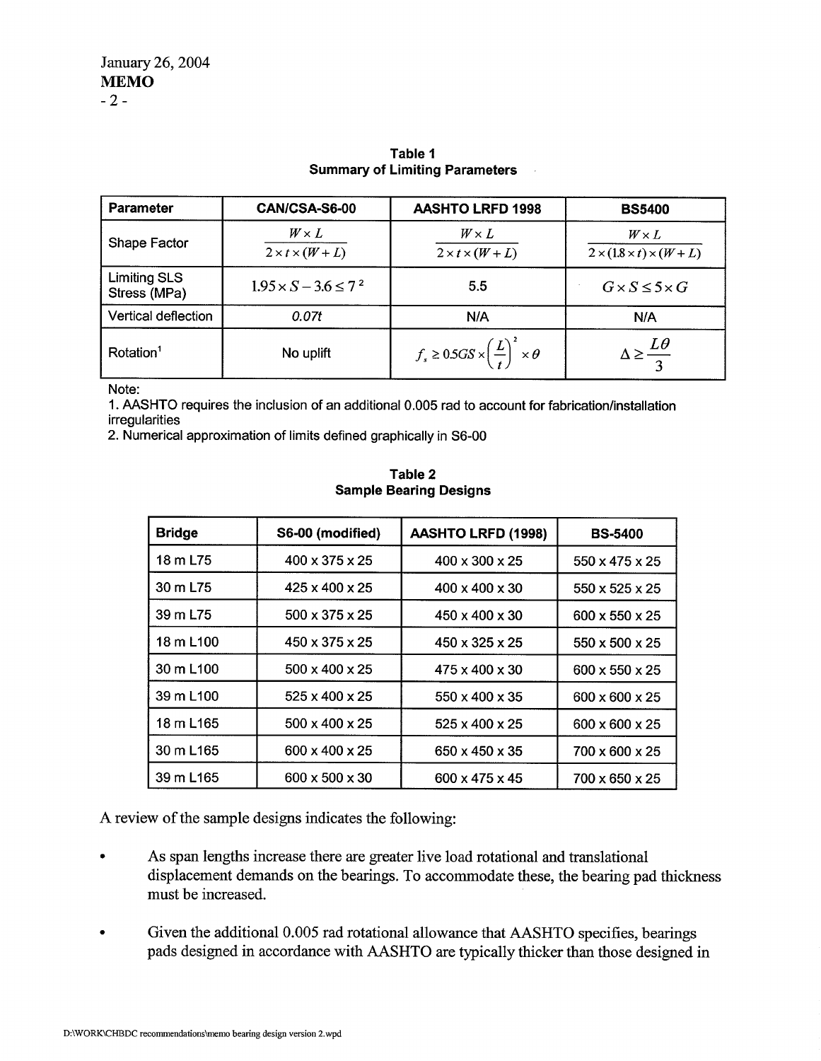**Table 1**
**Summary of Limiting Parameters**

| Parameter | CAN/CSA-S6-00 | AASHTO LRFD 1998 | BS5400 |
|---|---|---|---|
| Shape Factor | $\frac{W \times L}{2 \times t \times (W+L)}$ | $\frac{W \times L}{2 \times t \times (W+L)}$ | $\frac{W \times L}{2 \times (1.8 \times t) \times (W+L)}$ |
| Limiting SLS Stress (MPa) | $1.95 \times S - 3.6 \leq 7$ [2] | 5.5 | $G \times S \leq 5 \times G$ |
| Vertical deflection | *0.07t* | N/A | N/A |
| Rotation[1] | No uplift | $f_s \geq 0.5GS \times \left(\frac{L}{t}\right)^2 \times \theta$ | $\Delta \geq \frac{L\theta}{3}$ |

Note:
1. AASHTO requires the inclusion of an additional 0.005 rad to account for fabrication/installation irregularities
2. Numerical approximation of limits defined graphically in S6-00

**Table 2**
**Sample Bearing Designs**

| Bridge | S6-00 (modified) | AASHTO LRFD (1998) | BS-5400 |
|---|---|---|---|
| 18 m L75 | 400 x 375 x 25 | 400 x 300 x 25 | 550 x 475 x 25 |
| 30 m L75 | 425 x 400 x 25 | 400 x 400 x 30 | 550 x 525 x 25 |
| 39 m L75 | 500 x 375 x 25 | 450 x 400 x 30 | 600 x 550 x 25 |
| 18 m L100 | 450 x 375 x 25 | 450 x 325 x 25 | 550 x 500 x 25 |
| 30 m L100 | 500 x 400 x 25 | 475 x 400 x 30 | 600 x 550 x 25 |
| 39 m L100 | 525 x 400 x 25 | 550 x 400 x 35 | 600 x 600 x 25 |
| 18 m L165 | 500 x 400 x 25 | 525 x 400 x 25 | 600 x 600 x 25 |
| 30 m L165 | 600 x 400 x 25 | 650 x 450 x 35 | 700 x 600 x 25 |
| 39 m L165 | 600 x 500 x 30 | 600 x 475 x 45 | 700 x 650 x 25 |

A review of the sample designs indicates the following:

- As span lengths increase there are greater live load rotational and translational displacement demands on the bearings. To accommodate these, the bearing pad thickness must be increased.
- Given the additional 0.005 rad rotational allowance that AASHTO specifies, bearings pads designed in accordance with AASHTO are typically thicker than those designed in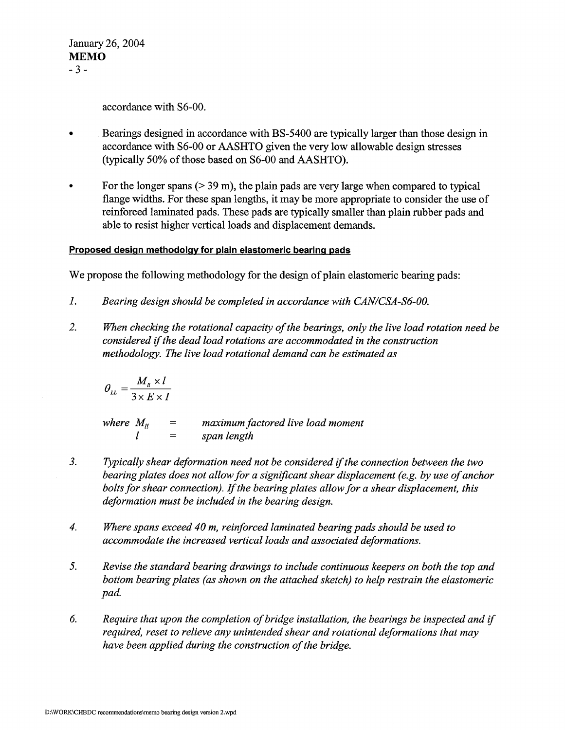accordance with S6-00.

- Bearings designed in accordance with BS-5400 are typically larger than those design in accordance with S6-00 or AASHTO given the very low allowable design stresses (typically 50% of those based on S6-00 and AASHTO).

- For the longer spans (> 39 m), the plain pads are very large when compared to typical flange widths. For these span lengths, it may be more appropriate to consider the use of reinforced laminated pads. These pads are typically smaller than plain rubber pads and able to resist higher vertical loads and displacement demands.

**Proposed design methodolgy for plain elastomeric bearing pads**

We propose the following methodology for the design of plain elastomeric bearing pads:

1. *Bearing design should be completed in accordance with CAN/CSA-S6-00.*

2. *When checking the rotational capacity of the bearings, only the live load rotation need be considered if the dead load rotations are accommodated in the construction methodology. The live load rotational demand can be estimated as*

$$\theta_{LL} = \frac{M_{ll} \times l}{3 \times E \times I}$$

*where* $M_{ll}$ = *maximum factored live load moment*
$l$ = *span length*

3. *Typically shear deformation need not be considered if the connection between the two bearing plates does not allow for a significant shear displacement (e.g. by use of anchor bolts for shear connection). If the bearing plates allow for a shear displacement, this deformation must be included in the bearing design.*

4. *Where spans exceed 40 m, reinforced laminated bearing pads should be used to accommodate the increased vertical loads and associated deformations.*

5. *Revise the standard bearing drawings to include continuous keepers on both the top and bottom bearing plates (as shown on the attached sketch) to help restrain the elastomeric pad.*

6. *Require that upon the completion of bridge installation, the bearings be inspected and if required, reset to relieve any unintended shear and rotational deformations that may have been applied during the construction of the bridge.*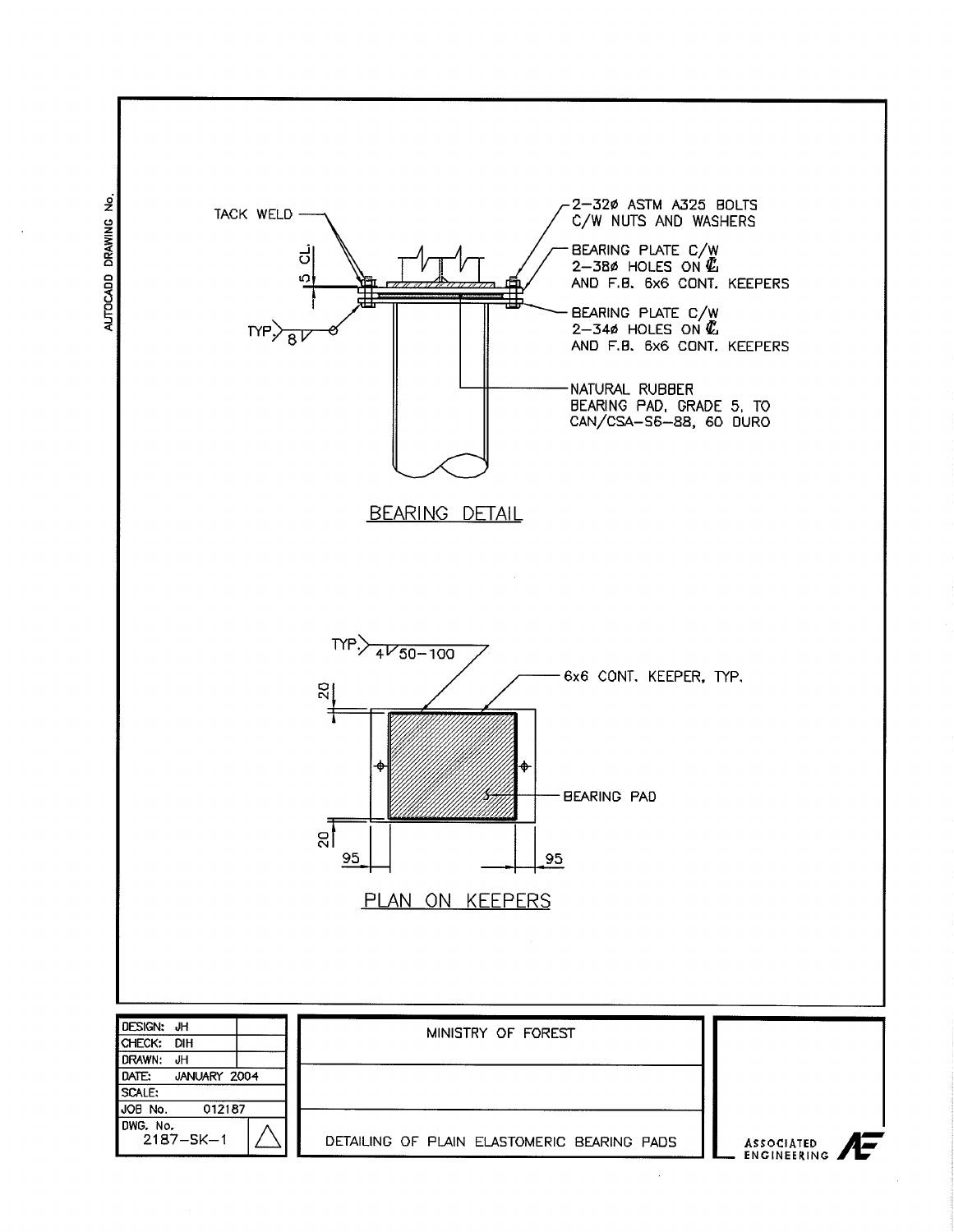AUTOCADD DRAWING No.

TACK WELD

5 CL.

TYP. 8

2–32ø ASTM A325 BOLTS C/W NUTS AND WASHERS

BEARING PLATE C/W 2–38ø HOLES ON ℄ AND F.B. 6x6 CONT. KEEPERS

BEARING PLATE C/W 2–34ø HOLES ON ℄ AND F.B. 6x6 CONT. KEEPERS

NATURAL RUBBER BEARING PAD, GRADE 5, TO CAN/CSA–S6–88, 60 DURO

BEARING DETAIL

TYP. 4 50–100

6x6 CONT. KEEPER, TYP.

20

BEARING PAD

20

95

95

PLAN ON KEEPERS

| | |
|---|---|
| DESIGN: JH | |
| CHECK: DIH | |
| DRAWN: JH | |
| DATE: JANUARY 2004 | |
| SCALE: | |
| JOB No. 012187 | |
| DWG. No. 2187–SK–1 | △ |

MINISTRY OF FOREST

DETAILING OF PLAIN ELASTOMERIC BEARING PADS

ASSOCIATED ENGINEERING